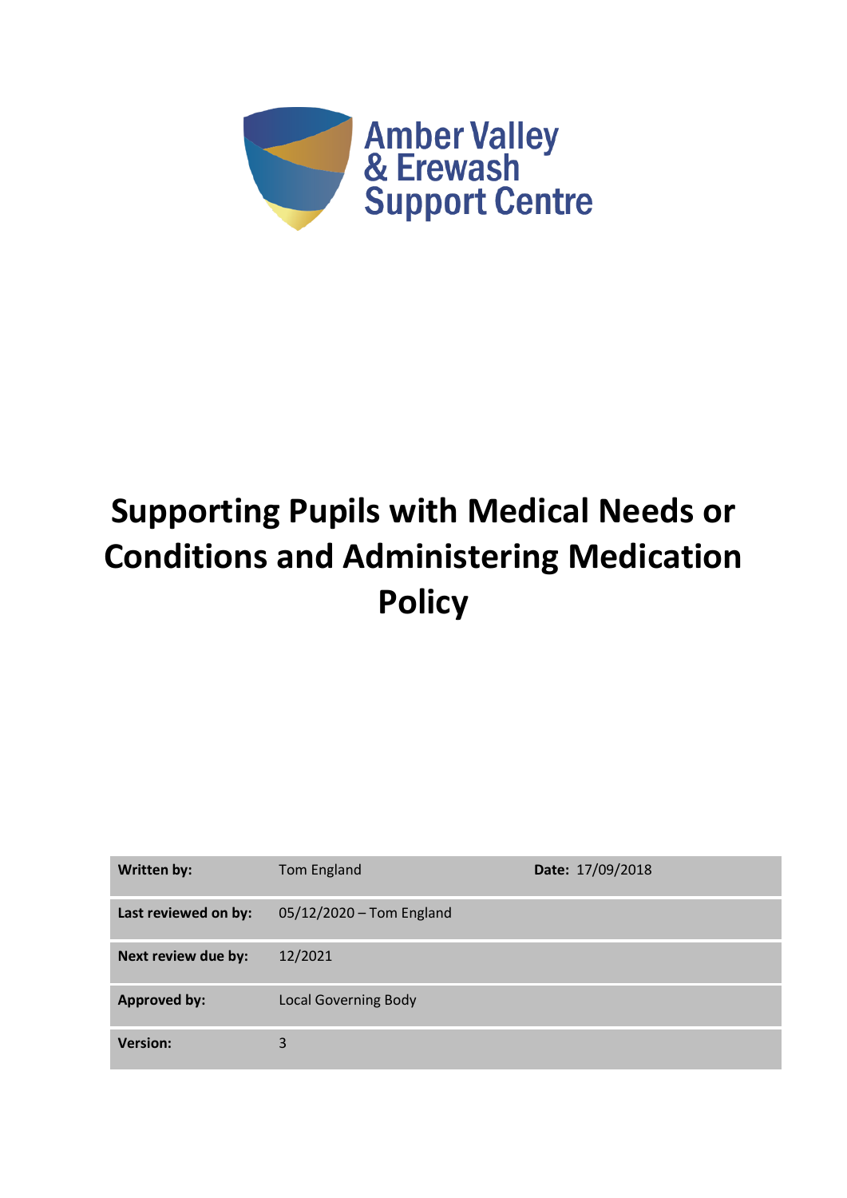Amber Valley
& Erewash
Support Centre

# Supporting Pupils with Medical Needs or Conditions and Administering Medication Policy

| | | |
|---|---|---|
| **Written by:** | Tom England | **Date:** 17/09/2018 |
| **Last reviewed on by:** | 05/12/2020 – Tom England | |
| **Next review due by:** | 12/2021 | |
| **Approved by:** | Local Governing Body | |
| **Version:** | 3 | |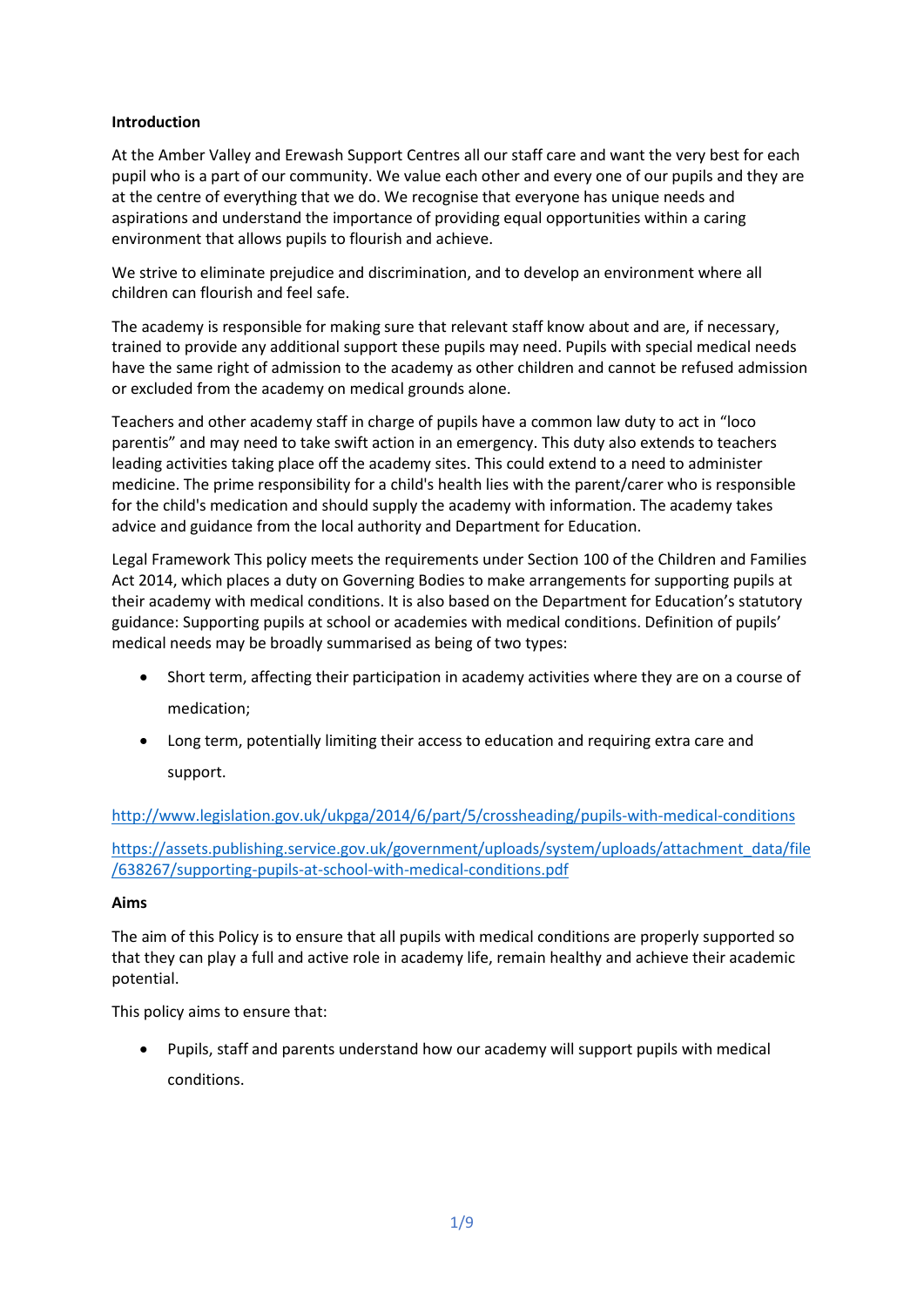**Introduction**

At the Amber Valley and Erewash Support Centres all our staff care and want the very best for each pupil who is a part of our community. We value each other and every one of our pupils and they are at the centre of everything that we do. We recognise that everyone has unique needs and aspirations and understand the importance of providing equal opportunities within a caring environment that allows pupils to flourish and achieve.

We strive to eliminate prejudice and discrimination, and to develop an environment where all children can flourish and feel safe.

The academy is responsible for making sure that relevant staff know about and are, if necessary, trained to provide any additional support these pupils may need. Pupils with special medical needs have the same right of admission to the academy as other children and cannot be refused admission or excluded from the academy on medical grounds alone.

Teachers and other academy staff in charge of pupils have a common law duty to act in "loco parentis" and may need to take swift action in an emergency. This duty also extends to teachers leading activities taking place off the academy sites. This could extend to a need to administer medicine. The prime responsibility for a child's health lies with the parent/carer who is responsible for the child's medication and should supply the academy with information. The academy takes advice and guidance from the local authority and Department for Education.

Legal Framework This policy meets the requirements under Section 100 of the Children and Families Act 2014, which places a duty on Governing Bodies to make arrangements for supporting pupils at their academy with medical conditions. It is also based on the Department for Education's statutory guidance: Supporting pupils at school or academies with medical conditions. Definition of pupils' medical needs may be broadly summarised as being of two types:

- Short term, affecting their participation in academy activities where they are on a course of medication;
- Long term, potentially limiting their access to education and requiring extra care and support.

http://www.legislation.gov.uk/ukpga/2014/6/part/5/crossheading/pupils-with-medical-conditions

https://assets.publishing.service.gov.uk/government/uploads/system/uploads/attachment_data/file/638267/supporting-pupils-at-school-with-medical-conditions.pdf

**Aims**

The aim of this Policy is to ensure that all pupils with medical conditions are properly supported so that they can play a full and active role in academy life, remain healthy and achieve their academic potential.

This policy aims to ensure that:

- Pupils, staff and parents understand how our academy will support pupils with medical conditions.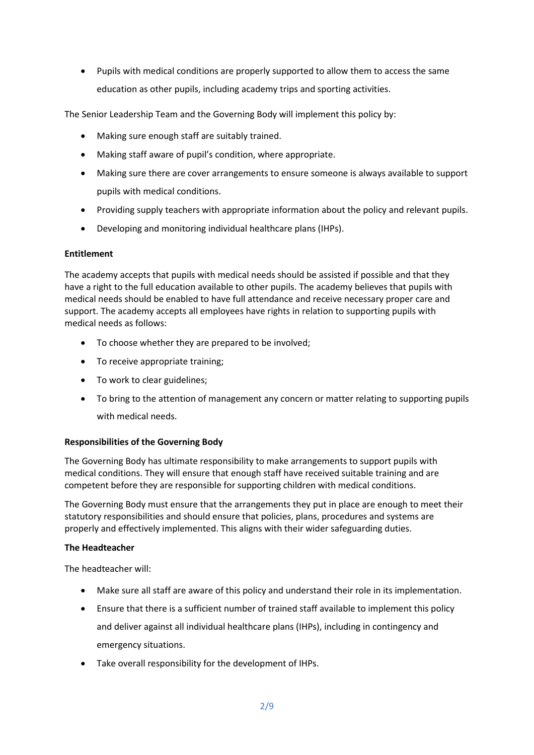- Pupils with medical conditions are properly supported to allow them to access the same education as other pupils, including academy trips and sporting activities.

The Senior Leadership Team and the Governing Body will implement this policy by:

- Making sure enough staff are suitably trained.
- Making staff aware of pupil's condition, where appropriate.
- Making sure there are cover arrangements to ensure someone is always available to support pupils with medical conditions.
- Providing supply teachers with appropriate information about the policy and relevant pupils.
- Developing and monitoring individual healthcare plans (IHPs).

**Entitlement**

The academy accepts that pupils with medical needs should be assisted if possible and that they have a right to the full education available to other pupils. The academy believes that pupils with medical needs should be enabled to have full attendance and receive necessary proper care and support. The academy accepts all employees have rights in relation to supporting pupils with medical needs as follows:

- To choose whether they are prepared to be involved;
- To receive appropriate training;
- To work to clear guidelines;
- To bring to the attention of management any concern or matter relating to supporting pupils with medical needs.

**Responsibilities of the Governing Body**

The Governing Body has ultimate responsibility to make arrangements to support pupils with medical conditions. They will ensure that enough staff have received suitable training and are competent before they are responsible for supporting children with medical conditions.

The Governing Body must ensure that the arrangements they put in place are enough to meet their statutory responsibilities and should ensure that policies, plans, procedures and systems are properly and effectively implemented. This aligns with their wider safeguarding duties.

**The Headteacher**

The headteacher will:

- Make sure all staff are aware of this policy and understand their role in its implementation.
- Ensure that there is a sufficient number of trained staff available to implement this policy and deliver against all individual healthcare plans (IHPs), including in contingency and emergency situations.
- Take overall responsibility for the development of IHPs.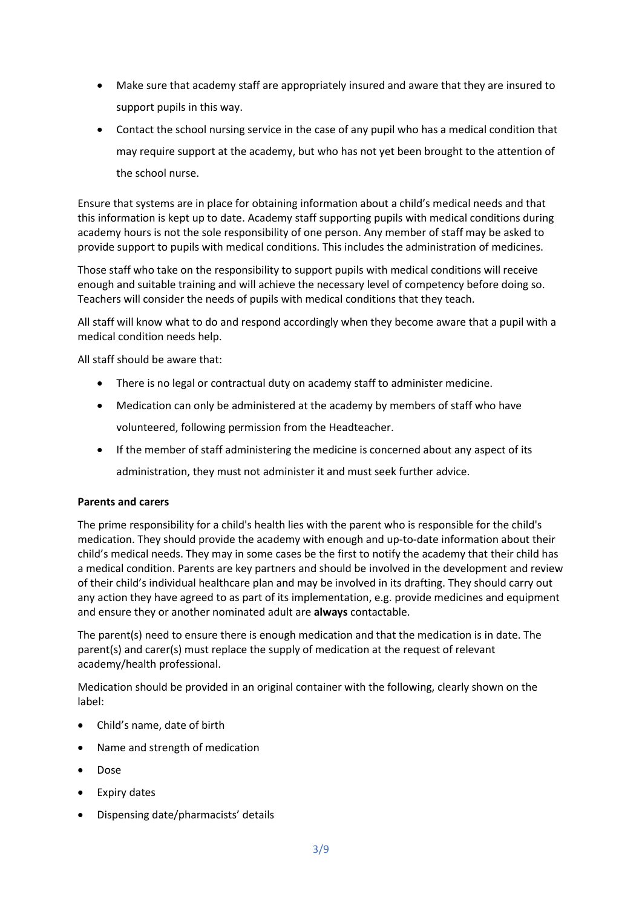- Make sure that academy staff are appropriately insured and aware that they are insured to support pupils in this way.
- Contact the school nursing service in the case of any pupil who has a medical condition that may require support at the academy, but who has not yet been brought to the attention of the school nurse.

Ensure that systems are in place for obtaining information about a child's medical needs and that this information is kept up to date. Academy staff supporting pupils with medical conditions during academy hours is not the sole responsibility of one person. Any member of staff may be asked to provide support to pupils with medical conditions. This includes the administration of medicines.

Those staff who take on the responsibility to support pupils with medical conditions will receive enough and suitable training and will achieve the necessary level of competency before doing so. Teachers will consider the needs of pupils with medical conditions that they teach.

All staff will know what to do and respond accordingly when they become aware that a pupil with a medical condition needs help.

All staff should be aware that:

- There is no legal or contractual duty on academy staff to administer medicine.
- Medication can only be administered at the academy by members of staff who have volunteered, following permission from the Headteacher.
- If the member of staff administering the medicine is concerned about any aspect of its administration, they must not administer it and must seek further advice.

**Parents and carers**

The prime responsibility for a child's health lies with the parent who is responsible for the child's medication. They should provide the academy with enough and up-to-date information about their child's medical needs. They may in some cases be the first to notify the academy that their child has a medical condition. Parents are key partners and should be involved in the development and review of their child's individual healthcare plan and may be involved in its drafting. They should carry out any action they have agreed to as part of its implementation, e.g. provide medicines and equipment and ensure they or another nominated adult are **always** contactable.

The parent(s) need to ensure there is enough medication and that the medication is in date. The parent(s) and carer(s) must replace the supply of medication at the request of relevant academy/health professional.

Medication should be provided in an original container with the following, clearly shown on the label:

- Child's name, date of birth
- Name and strength of medication
- Dose
- Expiry dates
- Dispensing date/pharmacists' details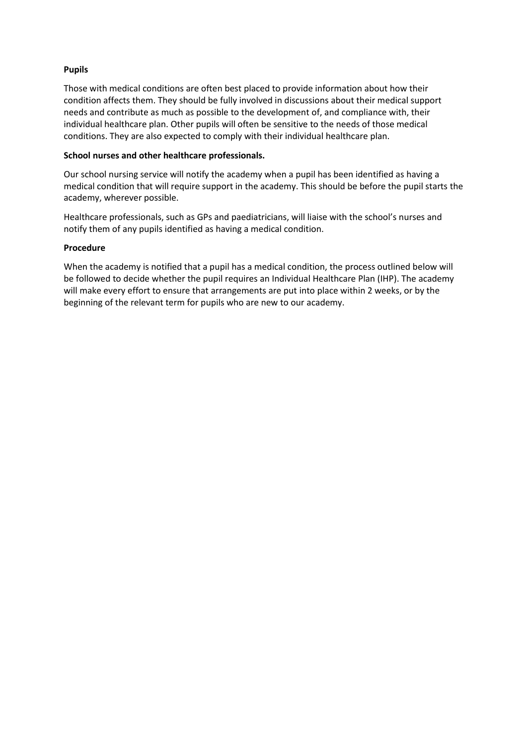**Pupils**

Those with medical conditions are often best placed to provide information about how their condition affects them. They should be fully involved in discussions about their medical support needs and contribute as much as possible to the development of, and compliance with, their individual healthcare plan. Other pupils will often be sensitive to the needs of those medical conditions. They are also expected to comply with their individual healthcare plan.

**School nurses and other healthcare professionals.**

Our school nursing service will notify the academy when a pupil has been identified as having a medical condition that will require support in the academy. This should be before the pupil starts the academy, wherever possible.

Healthcare professionals, such as GPs and paediatricians, will liaise with the school's nurses and notify them of any pupils identified as having a medical condition.

**Procedure**

When the academy is notified that a pupil has a medical condition, the process outlined below will be followed to decide whether the pupil requires an Individual Healthcare Plan (IHP). The academy will make every effort to ensure that arrangements are put into place within 2 weeks, or by the beginning of the relevant term for pupils who are new to our academy.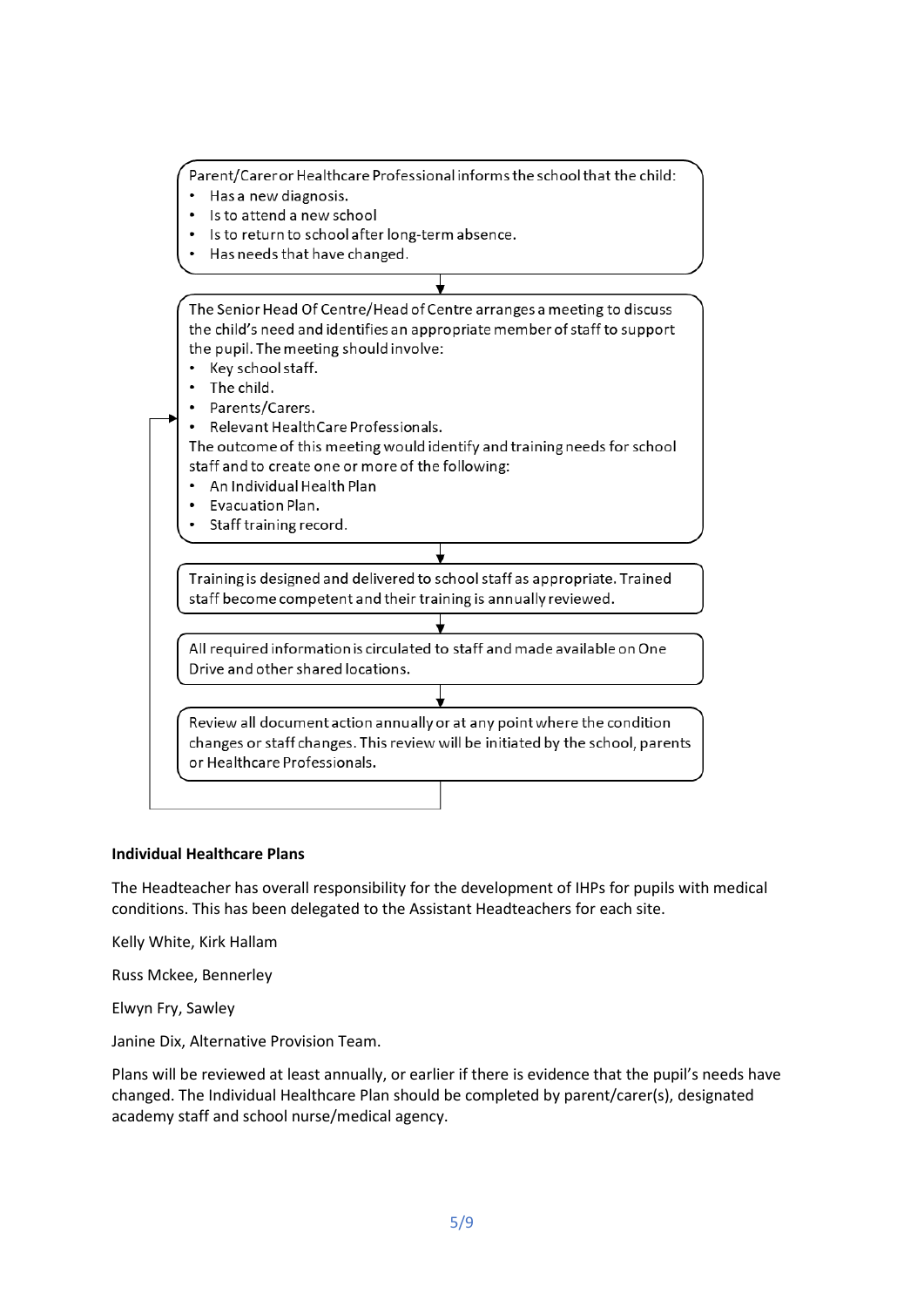Parent/Carer or Healthcare Professional informs the school that the child:

- Has a new diagnosis.
- Is to attend a new school
- Is to return to school after long-term absence.
- Has needs that have changed.

↓

The Senior Head Of Centre/Head of Centre arranges a meeting to discuss the child's need and identifies an appropriate member of staff to support the pupil. The meeting should involve:

- Key school staff.
- The child.
- Parents/Carers.
- Relevant HealthCare Professionals.

The outcome of this meeting would identify and training needs for school staff and to create one or more of the following:

- An Individual Health Plan
- Evacuation Plan.
- Staff training record.

↓

Training is designed and delivered to school staff as appropriate. Trained staff become competent and their training is annually reviewed.

↓

All required information is circulated to staff and made available on One Drive and other shared locations.

↓

Review all document action annually or at any point where the condition changes or staff changes. This review will be initiated by the school, parents or Healthcare Professionals.

(Loops back to the meeting step.)

**Individual Healthcare Plans**

The Headteacher has overall responsibility for the development of IHPs for pupils with medical conditions. This has been delegated to the Assistant Headteachers for each site.

Kelly White, Kirk Hallam

Russ Mckee, Bennerley

Elwyn Fry, Sawley

Janine Dix, Alternative Provision Team.

Plans will be reviewed at least annually, or earlier if there is evidence that the pupil's needs have changed. The Individual Healthcare Plan should be completed by parent/carer(s), designated academy staff and school nurse/medical agency.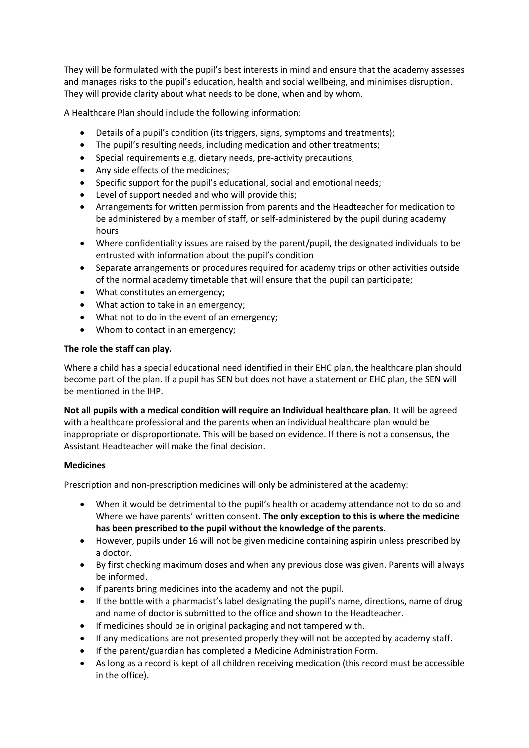They will be formulated with the pupil's best interests in mind and ensure that the academy assesses and manages risks to the pupil's education, health and social wellbeing, and minimises disruption. They will provide clarity about what needs to be done, when and by whom.

A Healthcare Plan should include the following information:

- Details of a pupil's condition (its triggers, signs, symptoms and treatments);
- The pupil's resulting needs, including medication and other treatments;
- Special requirements e.g. dietary needs, pre-activity precautions;
- Any side effects of the medicines;
- Specific support for the pupil's educational, social and emotional needs;
- Level of support needed and who will provide this;
- Arrangements for written permission from parents and the Headteacher for medication to be administered by a member of staff, or self-administered by the pupil during academy hours
- Where confidentiality issues are raised by the parent/pupil, the designated individuals to be entrusted with information about the pupil's condition
- Separate arrangements or procedures required for academy trips or other activities outside of the normal academy timetable that will ensure that the pupil can participate;
- What constitutes an emergency;
- What action to take in an emergency;
- What not to do in the event of an emergency;
- Whom to contact in an emergency;

**The role the staff can play.**

Where a child has a special educational need identified in their EHC plan, the healthcare plan should become part of the plan. If a pupil has SEN but does not have a statement or EHC plan, the SEN will be mentioned in the IHP.

**Not all pupils with a medical condition will require an Individual healthcare plan.** It will be agreed with a healthcare professional and the parents when an individual healthcare plan would be inappropriate or disproportionate. This will be based on evidence. If there is not a consensus, the Assistant Headteacher will make the final decision.

**Medicines**

Prescription and non-prescription medicines will only be administered at the academy:

- When it would be detrimental to the pupil's health or academy attendance not to do so and Where we have parents' written consent. **The only exception to this is where the medicine has been prescribed to the pupil without the knowledge of the parents.**
- However, pupils under 16 will not be given medicine containing aspirin unless prescribed by a doctor.
- By first checking maximum doses and when any previous dose was given. Parents will always be informed.
- If parents bring medicines into the academy and not the pupil.
- If the bottle with a pharmacist's label designating the pupil's name, directions, name of drug and name of doctor is submitted to the office and shown to the Headteacher.
- If medicines should be in original packaging and not tampered with.
- If any medications are not presented properly they will not be accepted by academy staff.
- If the parent/guardian has completed a Medicine Administration Form.
- As long as a record is kept of all children receiving medication (this record must be accessible in the office).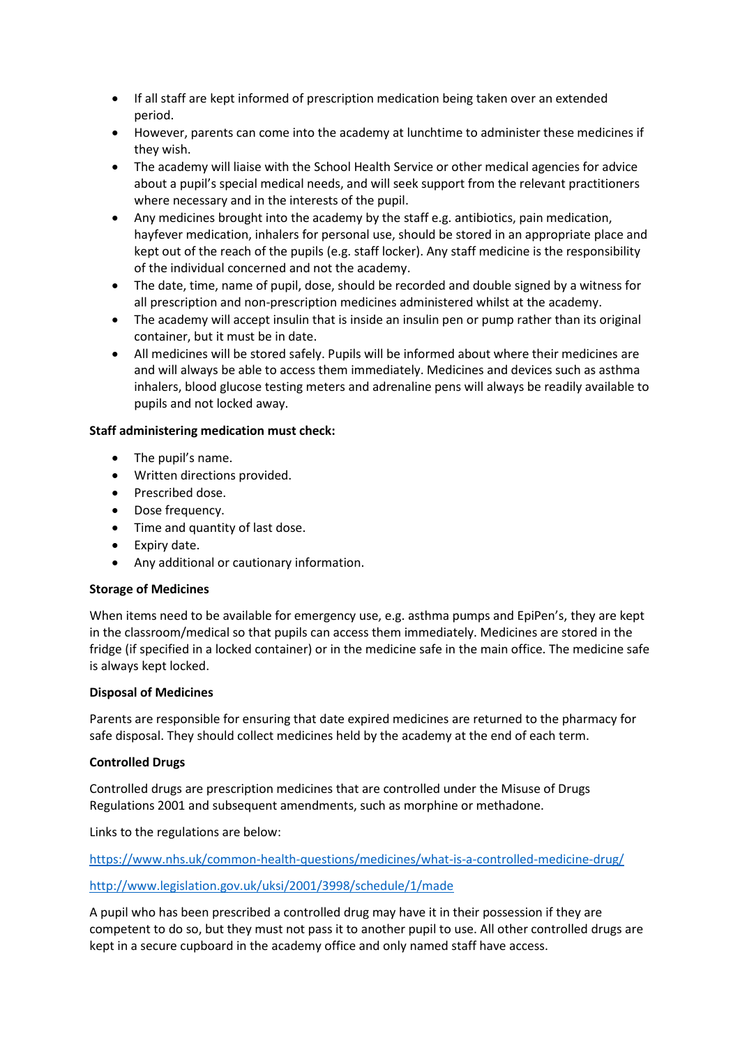- If all staff are kept informed of prescription medication being taken over an extended period.
- However, parents can come into the academy at lunchtime to administer these medicines if they wish.
- The academy will liaise with the School Health Service or other medical agencies for advice about a pupil's special medical needs, and will seek support from the relevant practitioners where necessary and in the interests of the pupil.
- Any medicines brought into the academy by the staff e.g. antibiotics, pain medication, hayfever medication, inhalers for personal use, should be stored in an appropriate place and kept out of the reach of the pupils (e.g. staff locker). Any staff medicine is the responsibility of the individual concerned and not the academy.
- The date, time, name of pupil, dose, should be recorded and double signed by a witness for all prescription and non-prescription medicines administered whilst at the academy.
- The academy will accept insulin that is inside an insulin pen or pump rather than its original container, but it must be in date.
- All medicines will be stored safely. Pupils will be informed about where their medicines are and will always be able to access them immediately. Medicines and devices such as asthma inhalers, blood glucose testing meters and adrenaline pens will always be readily available to pupils and not locked away.

**Staff administering medication must check:**

- The pupil's name.
- Written directions provided.
- Prescribed dose.
- Dose frequency.
- Time and quantity of last dose.
- Expiry date.
- Any additional or cautionary information.

**Storage of Medicines**

When items need to be available for emergency use, e.g. asthma pumps and EpiPen's, they are kept in the classroom/medical so that pupils can access them immediately. Medicines are stored in the fridge (if specified in a locked container) or in the medicine safe in the main office. The medicine safe is always kept locked.

**Disposal of Medicines**

Parents are responsible for ensuring that date expired medicines are returned to the pharmacy for safe disposal. They should collect medicines held by the academy at the end of each term.

**Controlled Drugs**

Controlled drugs are prescription medicines that are controlled under the Misuse of Drugs Regulations 2001 and subsequent amendments, such as morphine or methadone.

Links to the regulations are below:

https://www.nhs.uk/common-health-questions/medicines/what-is-a-controlled-medicine-drug/

http://www.legislation.gov.uk/uksi/2001/3998/schedule/1/made

A pupil who has been prescribed a controlled drug may have it in their possession if they are competent to do so, but they must not pass it to another pupil to use. All other controlled drugs are kept in a secure cupboard in the academy office and only named staff have access.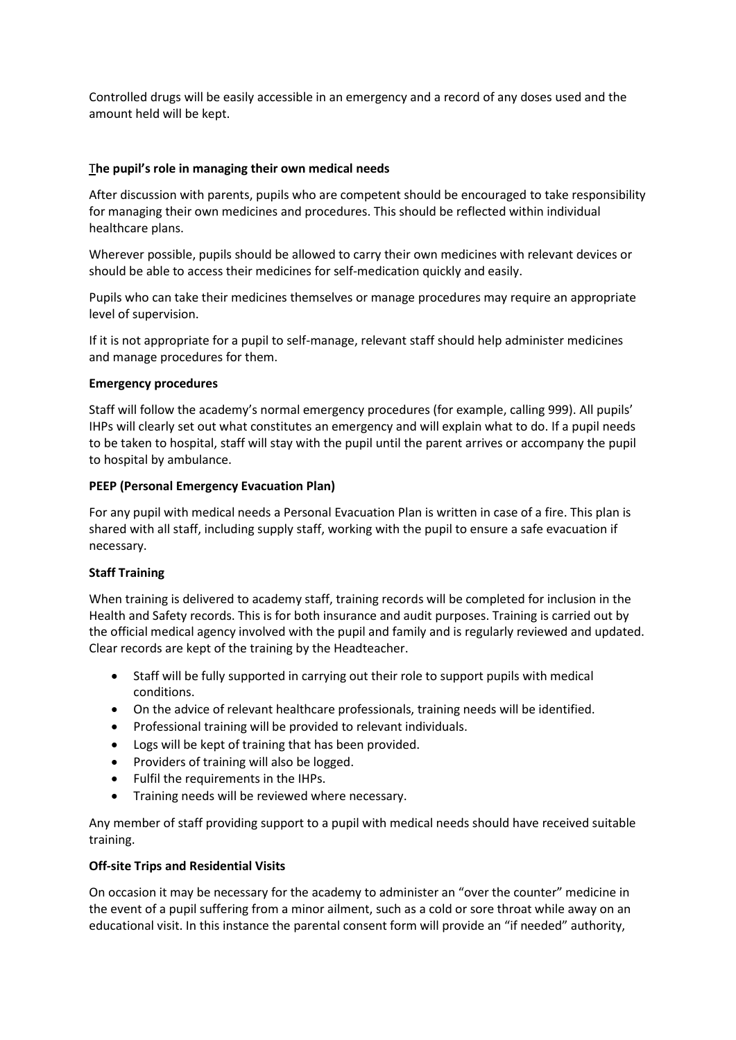Controlled drugs will be easily accessible in an emergency and a record of any doses used and the amount held will be kept.

**The pupil's role in managing their own medical needs**

After discussion with parents, pupils who are competent should be encouraged to take responsibility for managing their own medicines and procedures. This should be reflected within individual healthcare plans.

Wherever possible, pupils should be allowed to carry their own medicines with relevant devices or should be able to access their medicines for self-medication quickly and easily.

Pupils who can take their medicines themselves or manage procedures may require an appropriate level of supervision.

If it is not appropriate for a pupil to self-manage, relevant staff should help administer medicines and manage procedures for them.

**Emergency procedures**

Staff will follow the academy's normal emergency procedures (for example, calling 999). All pupils' IHPs will clearly set out what constitutes an emergency and will explain what to do. If a pupil needs to be taken to hospital, staff will stay with the pupil until the parent arrives or accompany the pupil to hospital by ambulance.

**PEEP (Personal Emergency Evacuation Plan)**

For any pupil with medical needs a Personal Evacuation Plan is written in case of a fire. This plan is shared with all staff, including supply staff, working with the pupil to ensure a safe evacuation if necessary.

**Staff Training**

When training is delivered to academy staff, training records will be completed for inclusion in the Health and Safety records. This is for both insurance and audit purposes. Training is carried out by the official medical agency involved with the pupil and family and is regularly reviewed and updated. Clear records are kept of the training by the Headteacher.

- Staff will be fully supported in carrying out their role to support pupils with medical conditions.
- On the advice of relevant healthcare professionals, training needs will be identified.
- Professional training will be provided to relevant individuals.
- Logs will be kept of training that has been provided.
- Providers of training will also be logged.
- Fulfil the requirements in the IHPs.
- Training needs will be reviewed where necessary.

Any member of staff providing support to a pupil with medical needs should have received suitable training.

**Off-site Trips and Residential Visits**

On occasion it may be necessary for the academy to administer an "over the counter" medicine in the event of a pupil suffering from a minor ailment, such as a cold or sore throat while away on an educational visit. In this instance the parental consent form will provide an "if needed" authority,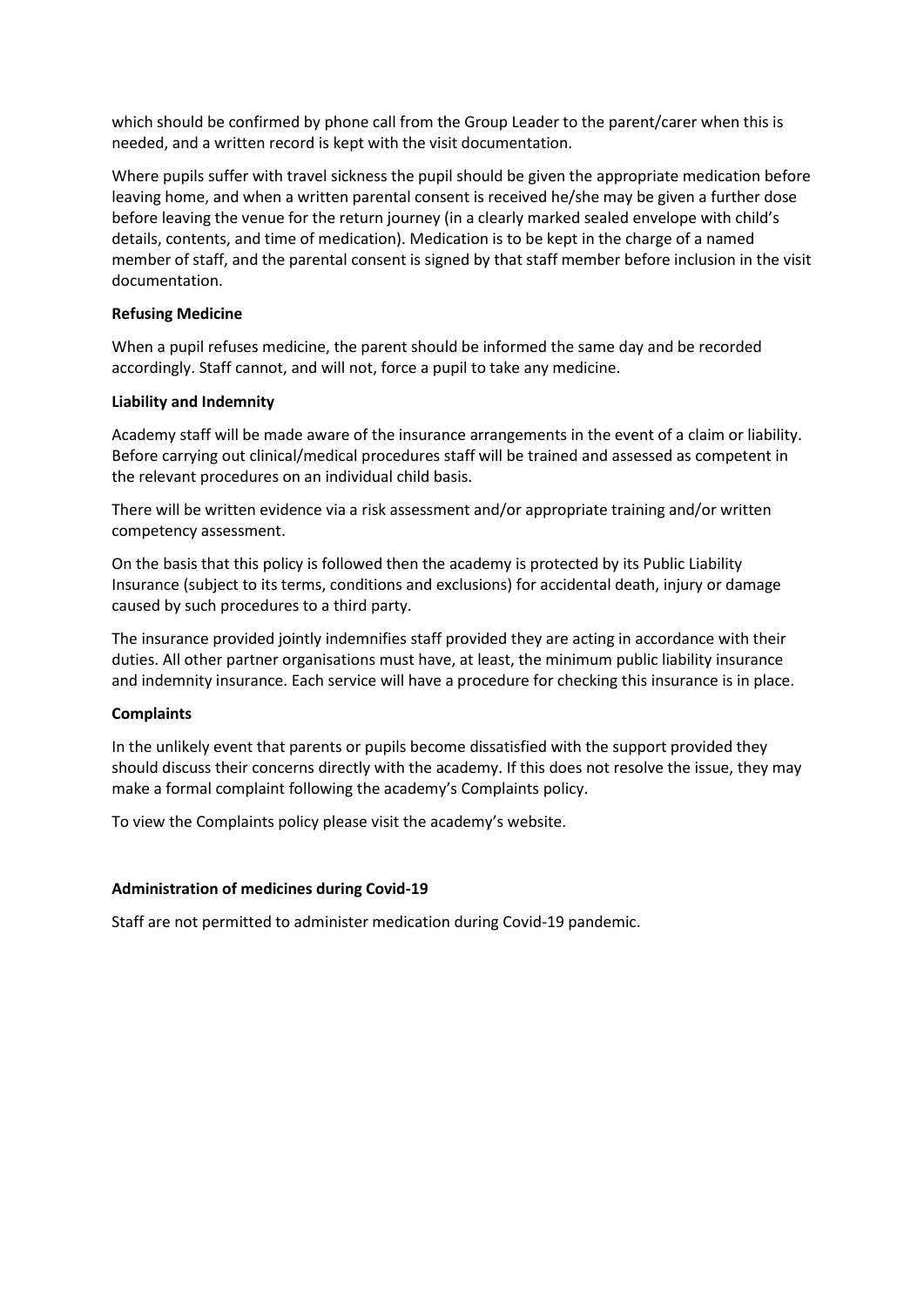which should be confirmed by phone call from the Group Leader to the parent/carer when this is needed, and a written record is kept with the visit documentation.

Where pupils suffer with travel sickness the pupil should be given the appropriate medication before leaving home, and when a written parental consent is received he/she may be given a further dose before leaving the venue for the return journey (in a clearly marked sealed envelope with child's details, contents, and time of medication). Medication is to be kept in the charge of a named member of staff, and the parental consent is signed by that staff member before inclusion in the visit documentation.

**Refusing Medicine**

When a pupil refuses medicine, the parent should be informed the same day and be recorded accordingly. Staff cannot, and will not, force a pupil to take any medicine.

**Liability and Indemnity**

Academy staff will be made aware of the insurance arrangements in the event of a claim or liability. Before carrying out clinical/medical procedures staff will be trained and assessed as competent in the relevant procedures on an individual child basis.

There will be written evidence via a risk assessment and/or appropriate training and/or written competency assessment.

On the basis that this policy is followed then the academy is protected by its Public Liability Insurance (subject to its terms, conditions and exclusions) for accidental death, injury or damage caused by such procedures to a third party.

The insurance provided jointly indemnifies staff provided they are acting in accordance with their duties. All other partner organisations must have, at least, the minimum public liability insurance and indemnity insurance. Each service will have a procedure for checking this insurance is in place.

**Complaints**

In the unlikely event that parents or pupils become dissatisfied with the support provided they should discuss their concerns directly with the academy. If this does not resolve the issue, they may make a formal complaint following the academy's Complaints policy.

To view the Complaints policy please visit the academy's website.

**Administration of medicines during Covid-19**

Staff are not permitted to administer medication during Covid-19 pandemic.